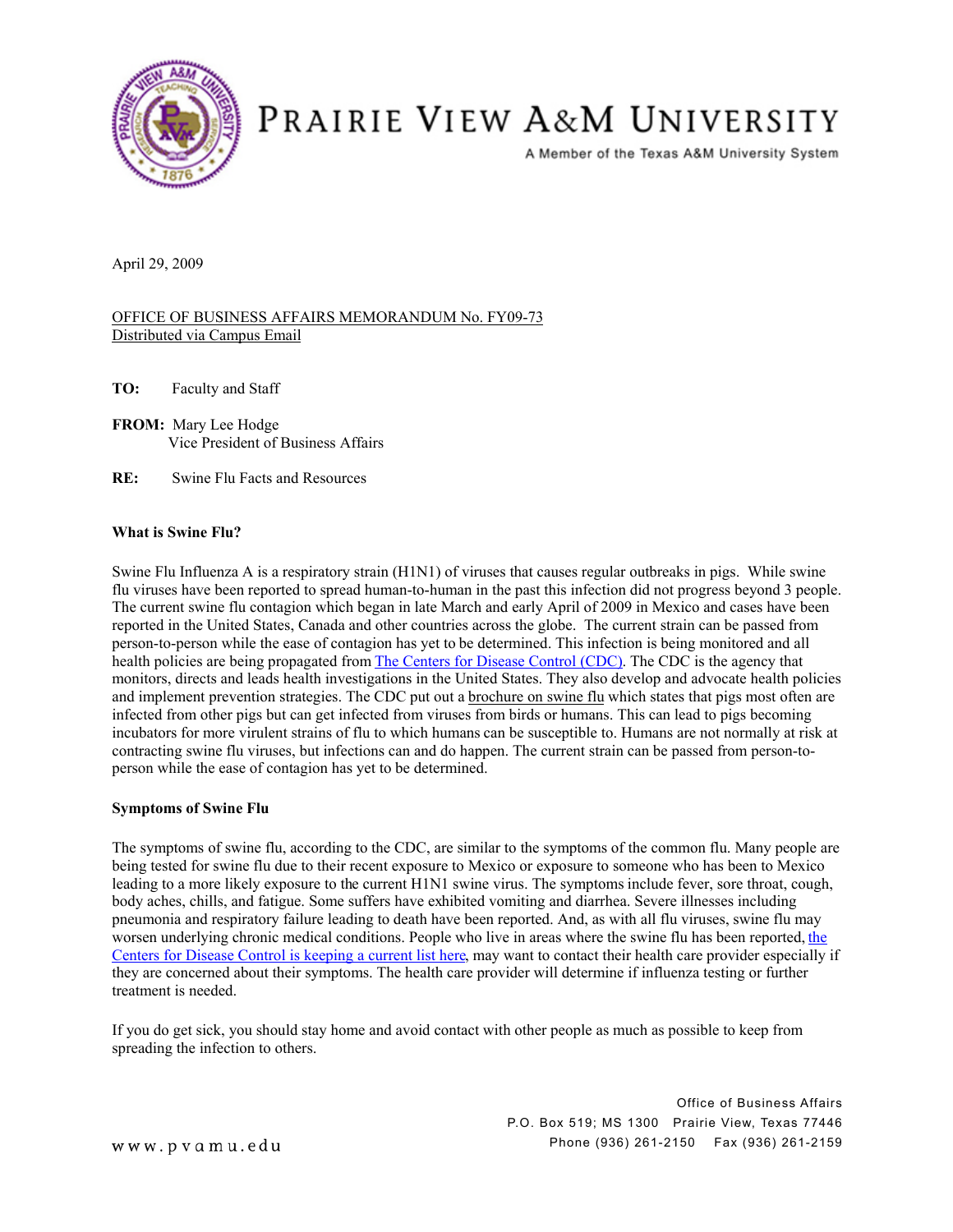# PRAIRIE VIEW A&M UNIVERSITY

A Member of the Texas A&M University System

April 29, 2009

OFFICE OF BUSINESS AFFAIRS MEMORANDUM No. FY09-73
Distributed via Campus Email

**TO:** Faculty and Staff

**FROM:** Mary Lee Hodge
Vice President of Business Affairs

**RE:** Swine Flu Facts and Resources

**What is Swine Flu?**

Swine Flu Influenza A is a respiratory strain (H1N1) of viruses that causes regular outbreaks in pigs. While swine flu viruses have been reported to spread human-to-human in the past this infection did not progress beyond 3 people. The current swine flu contagion which began in late March and early April of 2009 in Mexico and cases have been reported in the United States, Canada and other countries across the globe. The current strain can be passed from person-to-person while the ease of contagion has yet to be determined. This infection is being monitored and all health policies are being propagated from The Centers for Disease Control (CDC). The CDC is the agency that monitors, directs and leads health investigations in the United States. They also develop and advocate health policies and implement prevention strategies. The CDC put out a brochure on swine flu which states that pigs most often are infected from other pigs but can get infected from viruses from birds or humans. This can lead to pigs becoming incubators for more virulent strains of flu to which humans can be susceptible to. Humans are not normally at risk at contracting swine flu viruses, but infections can and do happen. The current strain can be passed from person-to-person while the ease of contagion has yet to be determined.

**Symptoms of Swine Flu**

The symptoms of swine flu, according to the CDC, are similar to the symptoms of the common flu. Many people are being tested for swine flu due to their recent exposure to Mexico or exposure to someone who has been to Mexico leading to a more likely exposure to the current H1N1 swine virus. The symptoms include fever, sore throat, cough, body aches, chills, and fatigue. Some suffers have exhibited vomiting and diarrhea. Severe illnesses including pneumonia and respiratory failure leading to death have been reported. And, as with all flu viruses, swine flu may worsen underlying chronic medical conditions. People who live in areas where the swine flu has been reported, the Centers for Disease Control is keeping a current list here, may want to contact their health care provider especially if they are concerned about their symptoms. The health care provider will determine if influenza testing or further treatment is needed.

If you do get sick, you should stay home and avoid contact with other people as much as possible to keep from spreading the infection to others.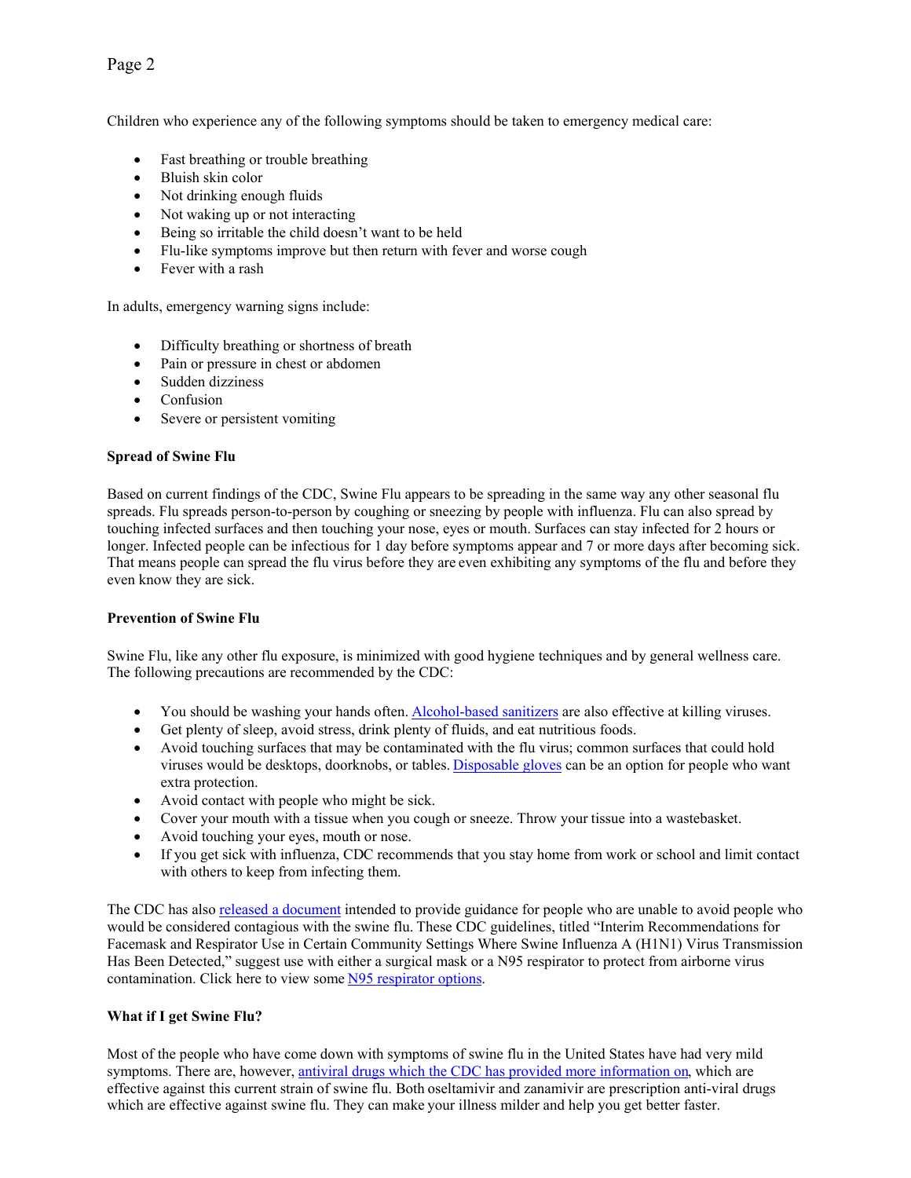Children who experience any of the following symptoms should be taken to emergency medical care:

- Fast breathing or trouble breathing
- Bluish skin color
- Not drinking enough fluids
- Not waking up or not interacting
- Being so irritable the child doesn't want to be held
- Flu-like symptoms improve but then return with fever and worse cough
- Fever with a rash

In adults, emergency warning signs include:

- Difficulty breathing or shortness of breath
- Pain or pressure in chest or abdomen
- Sudden dizziness
- Confusion
- Severe or persistent vomiting

**Spread of Swine Flu**

Based on current findings of the CDC, Swine Flu appears to be spreading in the same way any other seasonal flu spreads. Flu spreads person-to-person by coughing or sneezing by people with influenza. Flu can also spread by touching infected surfaces and then touching your nose, eyes or mouth. Surfaces can stay infected for 2 hours or longer. Infected people can be infectious for 1 day before symptoms appear and 7 or more days after becoming sick. That means people can spread the flu virus before they are even exhibiting any symptoms of the flu and before they even know they are sick.

**Prevention of Swine Flu**

Swine Flu, like any other flu exposure, is minimized with good hygiene techniques and by general wellness care. The following precautions are recommended by the CDC:

- You should be washing your hands often. Alcohol-based sanitizers are also effective at killing viruses.
- Get plenty of sleep, avoid stress, drink plenty of fluids, and eat nutritious foods.
- Avoid touching surfaces that may be contaminated with the flu virus; common surfaces that could hold viruses would be desktops, doorknobs, or tables. Disposable gloves can be an option for people who want extra protection.
- Avoid contact with people who might be sick.
- Cover your mouth with a tissue when you cough or sneeze. Throw your tissue into a wastebasket.
- Avoid touching your eyes, mouth or nose.
- If you get sick with influenza, CDC recommends that you stay home from work or school and limit contact with others to keep from infecting them.

The CDC has also released a document intended to provide guidance for people who are unable to avoid people who would be considered contagious with the swine flu. These CDC guidelines, titled "Interim Recommendations for Facemask and Respirator Use in Certain Community Settings Where Swine Influenza A (H1N1) Virus Transmission Has Been Detected," suggest use with either a surgical mask or a N95 respirator to protect from airborne virus contamination. Click here to view some N95 respirator options.

**What if I get Swine Flu?**

Most of the people who have come down with symptoms of swine flu in the United States have had very mild symptoms. There are, however, antiviral drugs which the CDC has provided more information on, which are effective against this current strain of swine flu. Both oseltamivir and zanamivir are prescription anti-viral drugs which are effective against swine flu. They can make your illness milder and help you get better faster.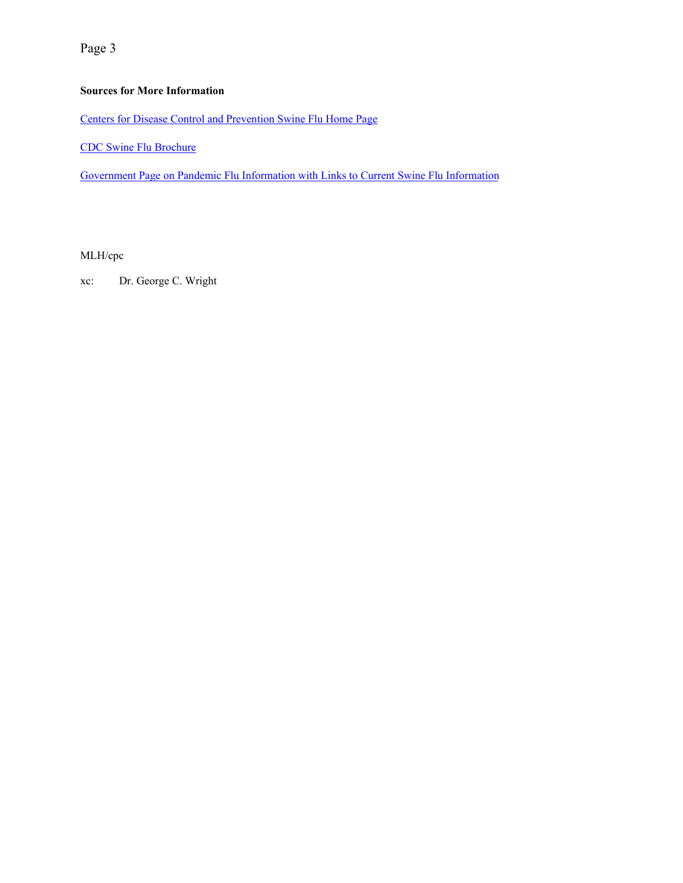**Sources for More Information**

Centers for Disease Control and Prevention Swine Flu Home Page

CDC Swine Flu Brochure

Government Page on Pandemic Flu Information with Links to Current Swine Flu Information

MLH/cpc

xc: Dr. George C. Wright